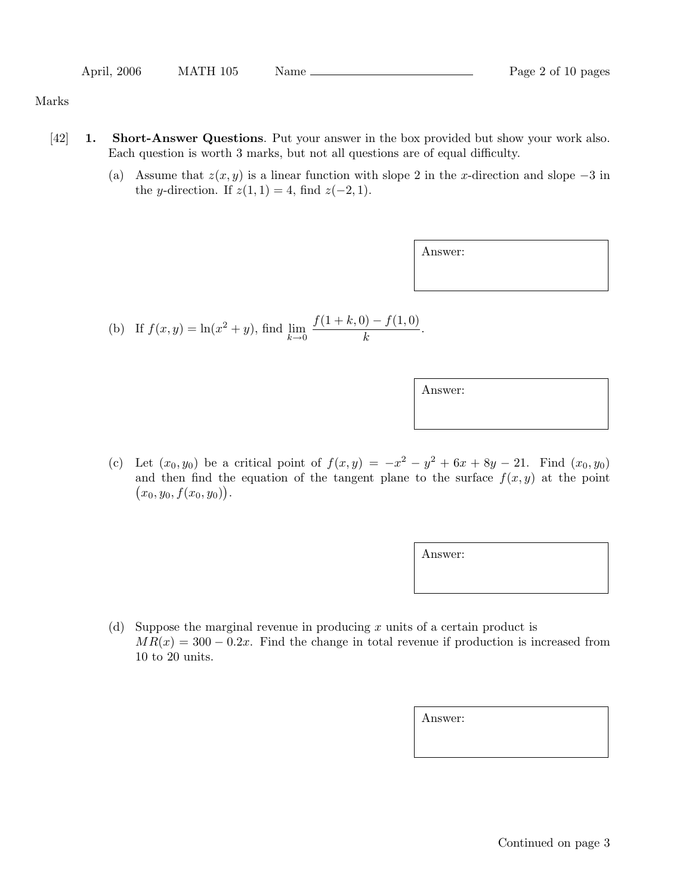Marks

[42] **1. Short-Answer Questions**. Put your answer in the box provided but show your work also. Each question is worth 3 marks, but not all questions are of equal difficulty.

(a) Assume that $z(x, y)$ is a linear function with slope 2 in the $x$-direction and slope $-3$ in the $y$-direction. If $z(1, 1) = 4$, find $z(-2, 1)$.

Answer:

(b) If $f(x, y) = \ln(x^2 + y)$, find $\lim_{k \to 0} \dfrac{f(1 + k, 0) - f(1, 0)}{k}$.

Answer:

(c) Let $(x_0, y_0)$ be a critical point of $f(x, y) = -x^2 - y^2 + 6x + 8y - 21$. Find $(x_0, y_0)$ and then find the equation of the tangent plane to the surface $f(x, y)$ at the point $\big(x_0, y_0, f(x_0, y_0)\big)$.

Answer:

(d) Suppose the marginal revenue in producing $x$ units of a certain product is $MR(x) = 300 - 0.2x$. Find the change in total revenue if production is increased from 10 to 20 units.

Answer:

Continued on page 3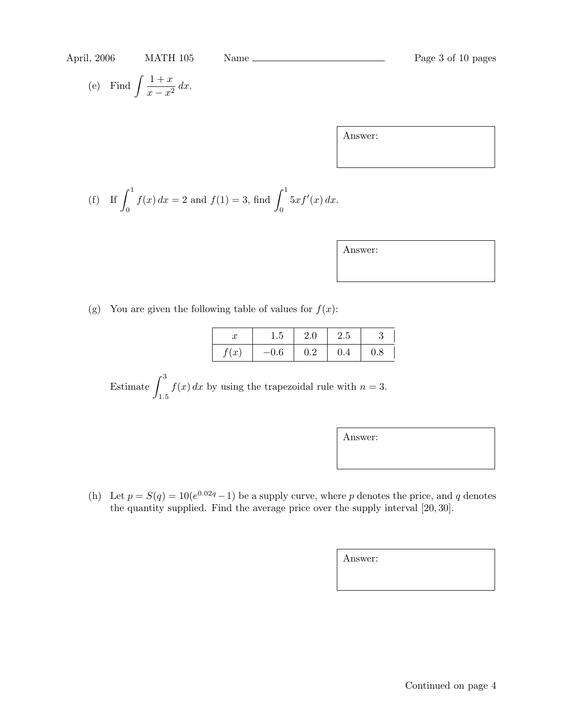(e) Find $\int \frac{1+x}{x-x^2}\,dx$.

Answer:

(f) If $\int_0^1 f(x)\,dx = 2$ and $f(1) = 3$, find $\int_0^1 5xf'(x)\,dx$.

Answer:

(g) You are given the following table of values for $f(x)$:

| $x$ | 1.5 | 2.0 | 2.5 | 3 |
|---|---|---|---|---|
| $f(x)$ | $-0.6$ | 0.2 | 0.4 | 0.8 |

Estimate $\int_{1.5}^3 f(x)\,dx$ by using the trapezoidal rule with $n = 3$.

Answer:

(h) Let $p = S(q) = 10(e^{0.02q} - 1)$ be a supply curve, where $p$ denotes the price, and $q$ denotes the quantity supplied. Find the average price over the supply interval $[20, 30]$.

Answer:

Continued on page 4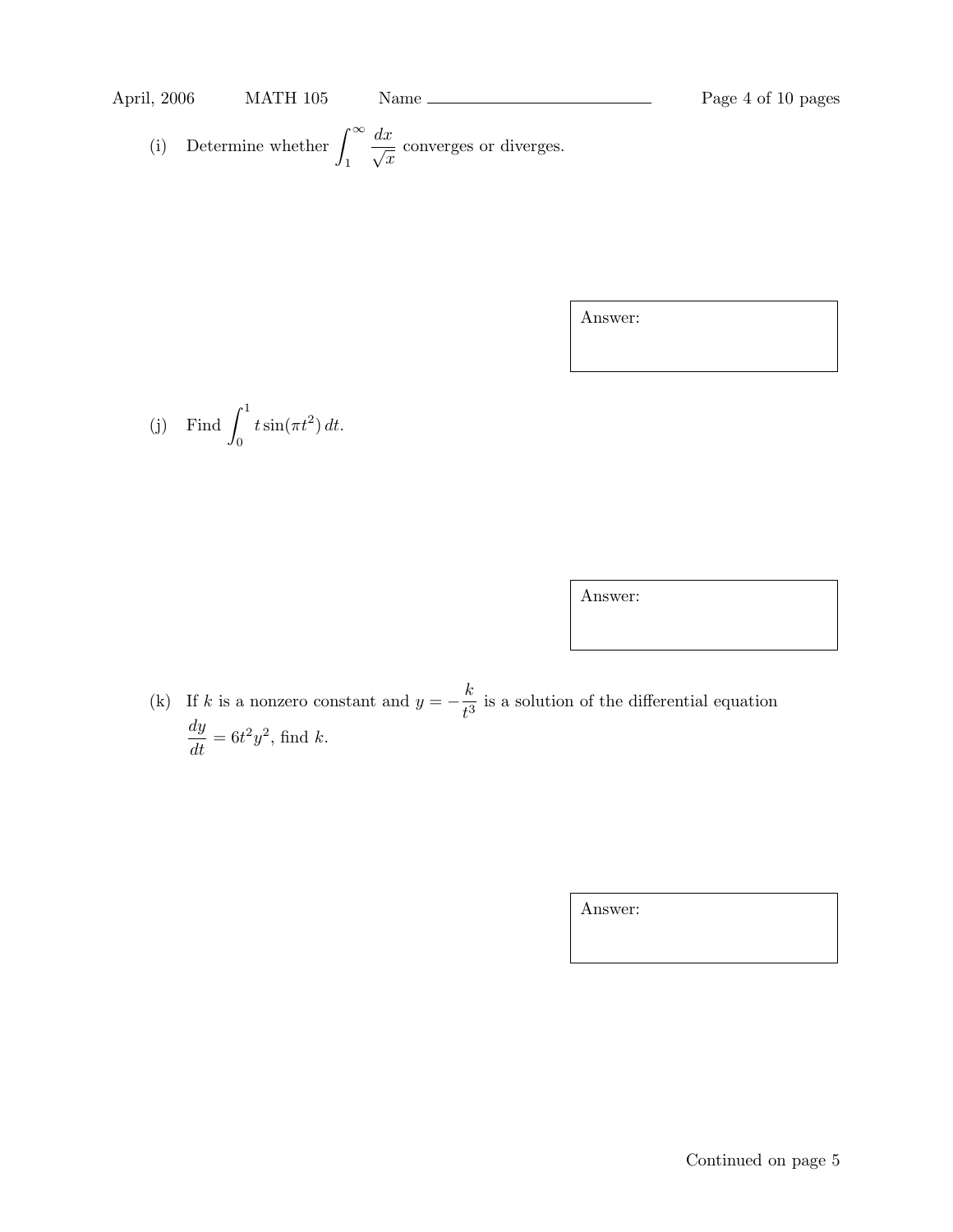(i) Determine whether $\displaystyle\int_1^\infty \frac{dx}{\sqrt{x}}$ converges or diverges.

Answer:

(j) Find $\displaystyle\int_0^1 t\sin(\pi t^2)\,dt$.

Answer:

(k) If $k$ is a nonzero constant and $y = -\dfrac{k}{t^3}$ is a solution of the differential equation $\dfrac{dy}{dt} = 6t^2y^2$, find $k$.

Answer:

Continued on page 5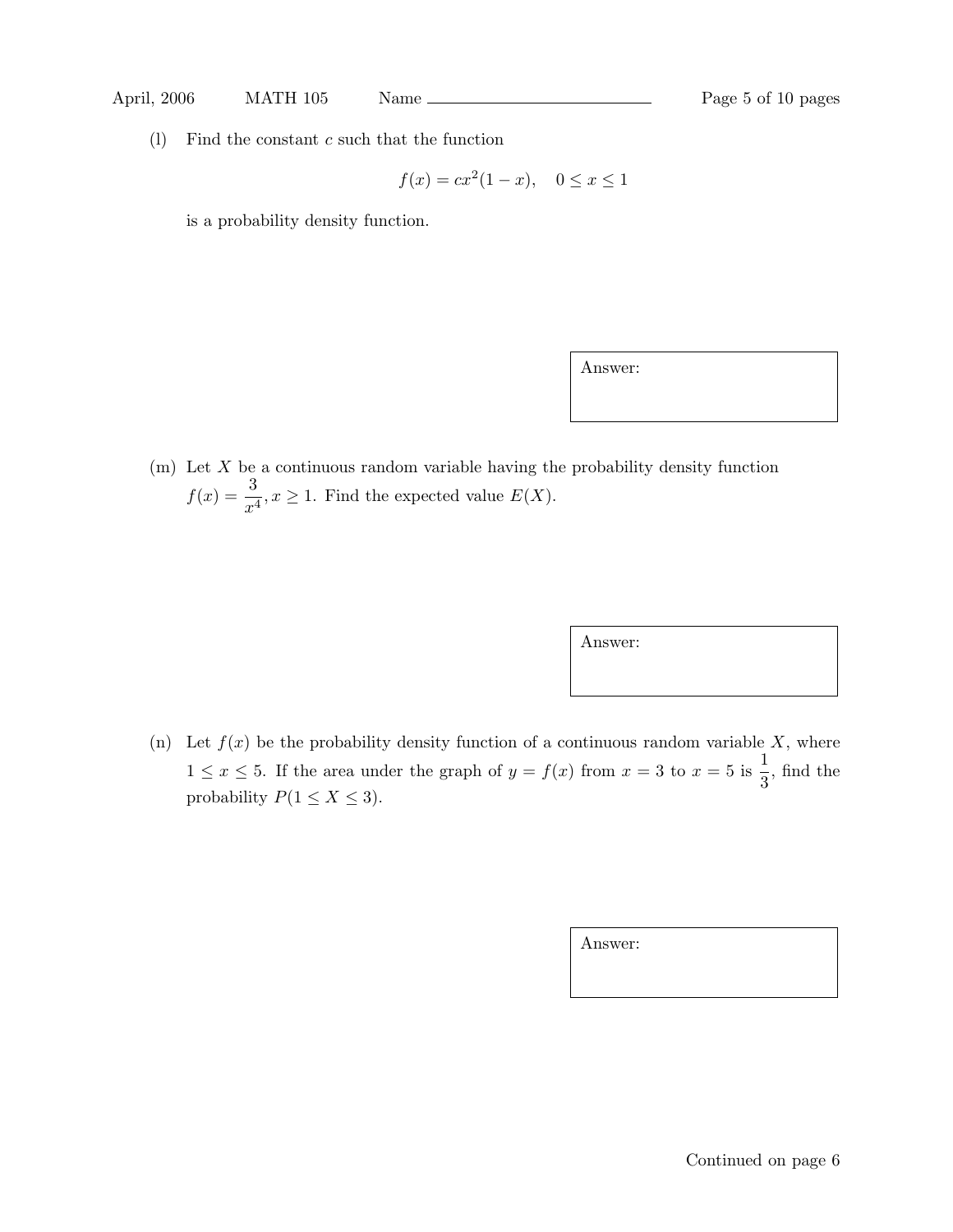(l) Find the constant $c$ such that the function

$$f(x) = cx^2(1-x), \quad 0 \le x \le 1$$

is a probability density function.

Answer:

(m) Let $X$ be a continuous random variable having the probability density function $f(x) = \dfrac{3}{x^4}, x \ge 1$. Find the expected value $E(X)$.

Answer:

(n) Let $f(x)$ be the probability density function of a continuous random variable $X$, where $1 \le x \le 5$. If the area under the graph of $y = f(x)$ from $x = 3$ to $x = 5$ is $\dfrac{1}{3}$, find the probability $P(1 \le X \le 3)$.

Answer:

Continued on page 6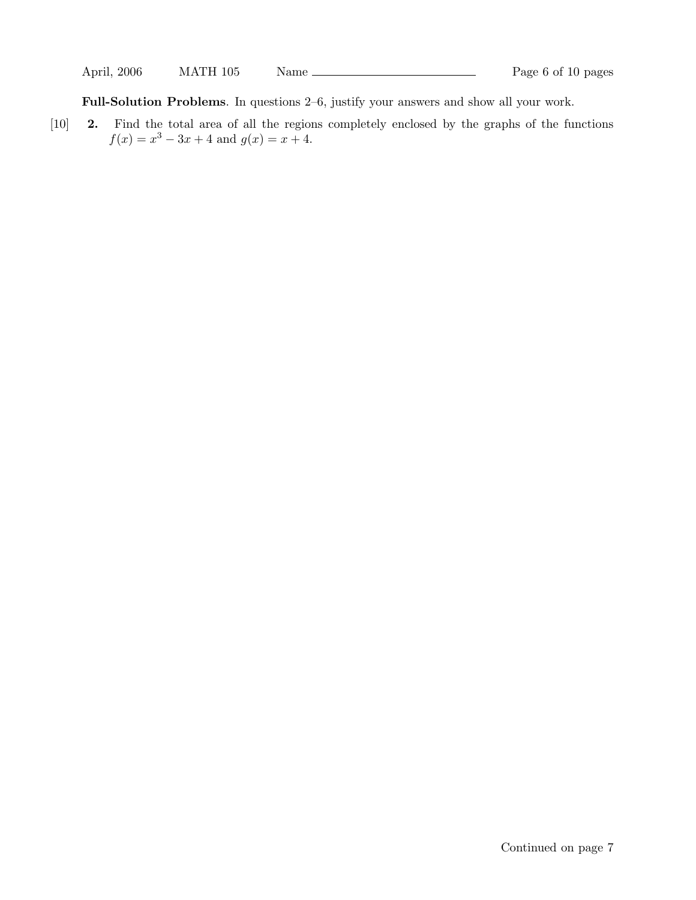**Full-Solution Problems**. In questions 2–6, justify your answers and show all your work.

[10] **2.** Find the total area of all the regions completely enclosed by the graphs of the functions $f(x) = x^3 - 3x + 4$ and $g(x) = x + 4$.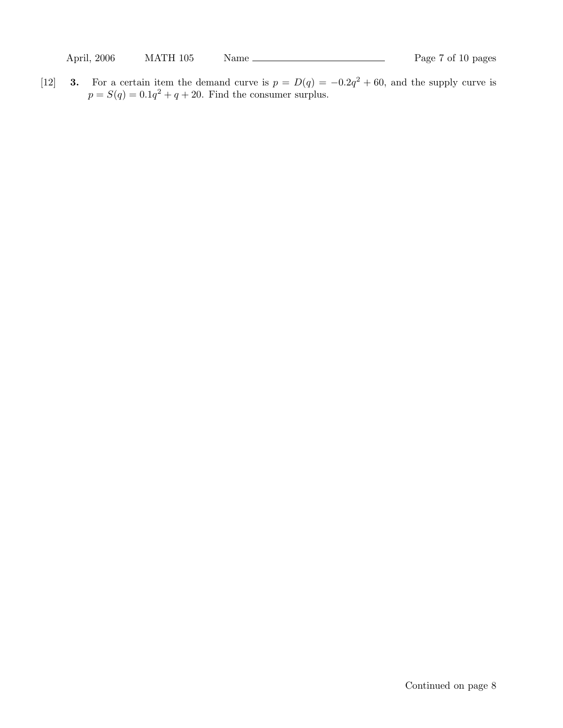[12] **3.** For a certain item the demand curve is $p = D(q) = -0.2q^2 + 60$, and the supply curve is $p = S(q) = 0.1q^2 + q + 20$. Find the consumer surplus.

Continued on page 8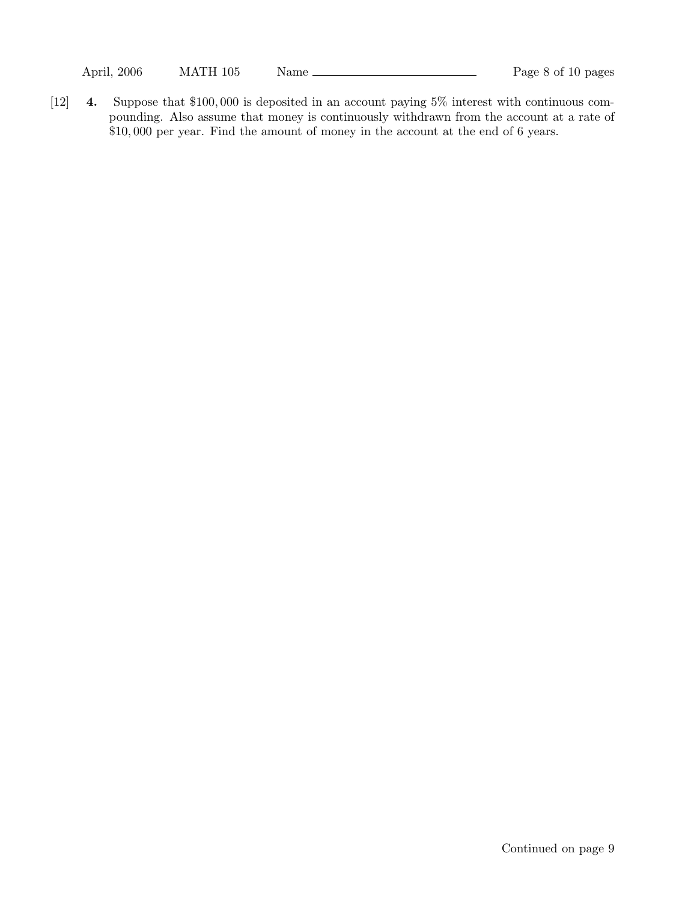[12] **4.** Suppose that \$100,000 is deposited in an account paying 5% interest with continuous compounding. Also assume that money is continuously withdrawn from the account at a rate of \$10,000 per year. Find the amount of money in the account at the end of 6 years.

Continued on page 9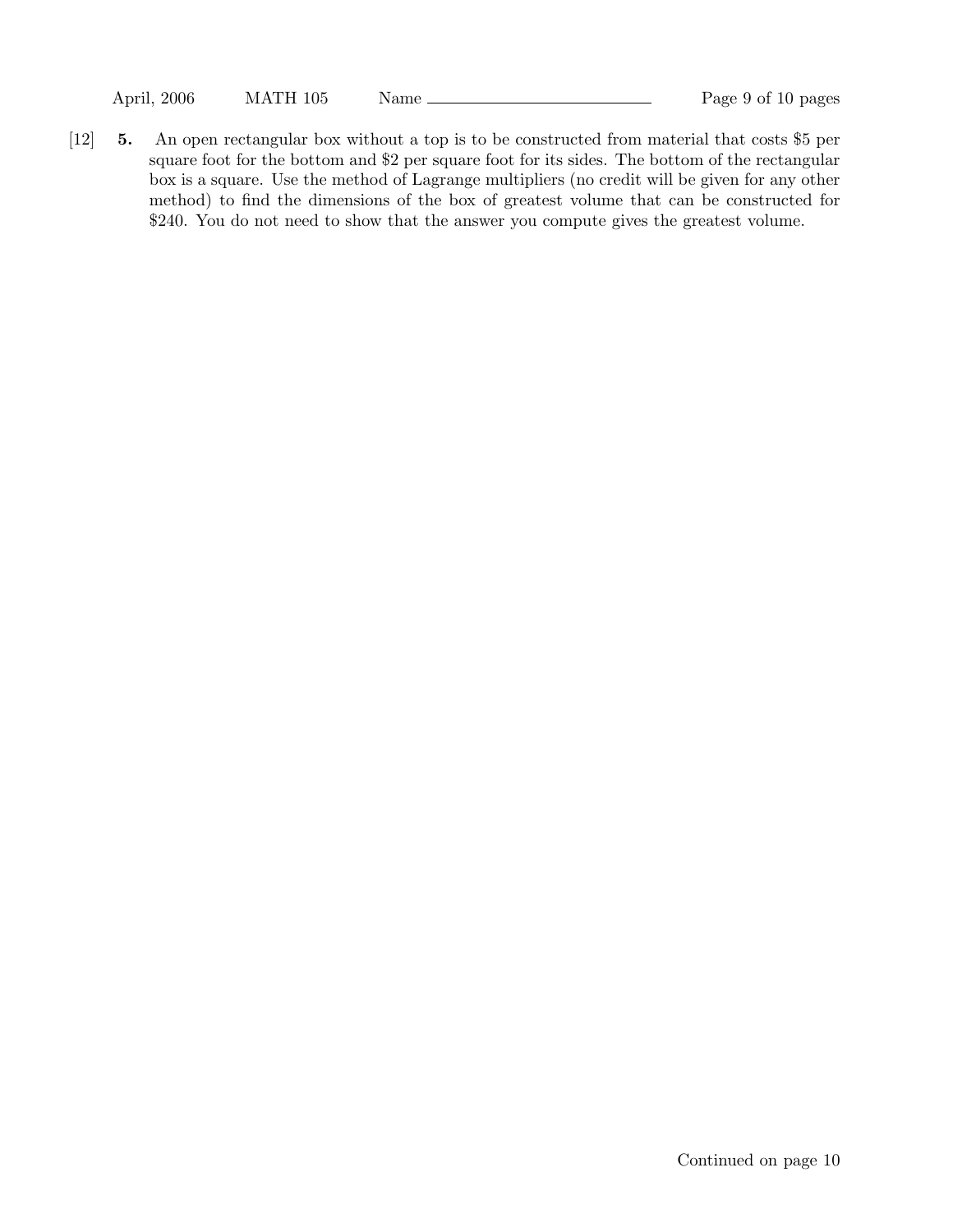[12] **5.** An open rectangular box without a top is to be constructed from material that costs \$5 per square foot for the bottom and \$2 per square foot for its sides. The bottom of the rectangular box is a square. Use the method of Lagrange multipliers (no credit will be given for any other method) to find the dimensions of the box of greatest volume that can be constructed for \$240. You do not need to show that the answer you compute gives the greatest volume.

Continued on page 10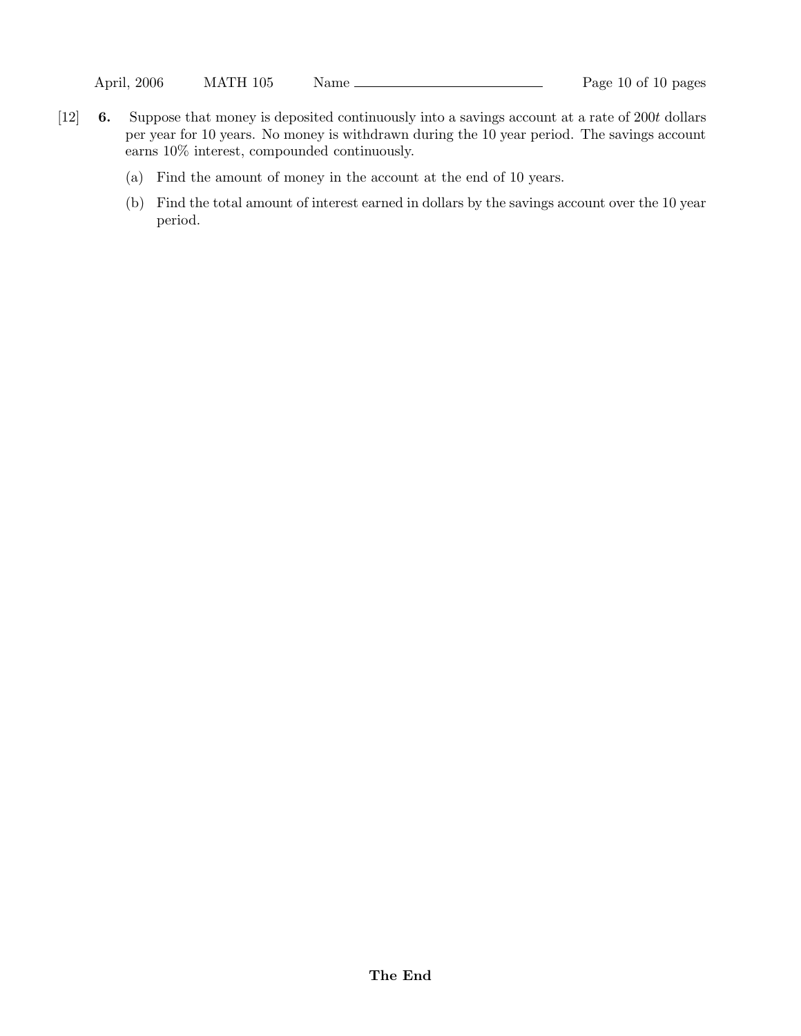[12] **6.** Suppose that money is deposited continuously into a savings account at a rate of $200t$ dollars per year for 10 years. No money is withdrawn during the 10 year period. The savings account earns 10% interest, compounded continuously.

(a) Find the amount of money in the account at the end of 10 years.

(b) Find the total amount of interest earned in dollars by the savings account over the 10 year period.

**The End**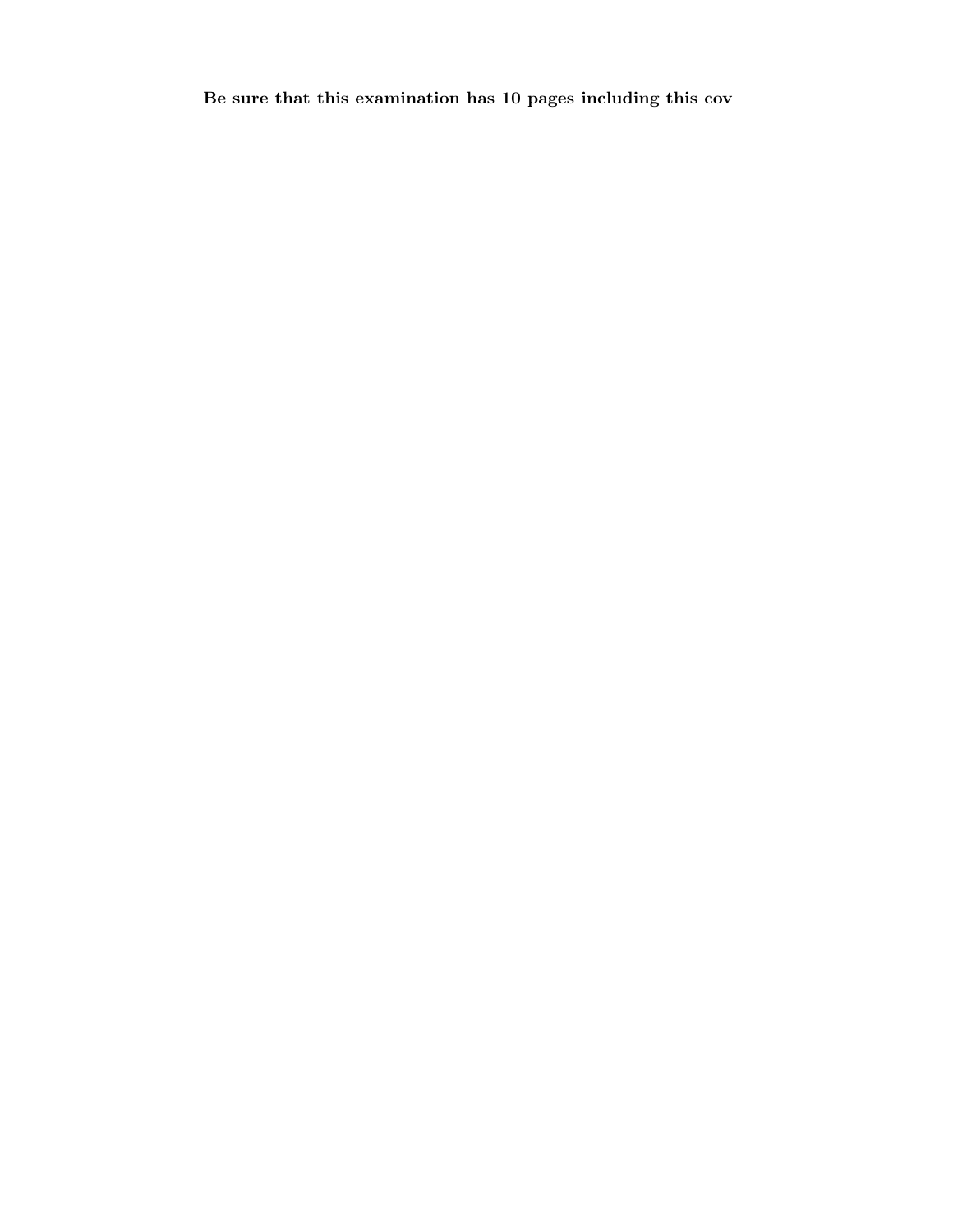**Be sure that this examination has 10 pages including this cov**